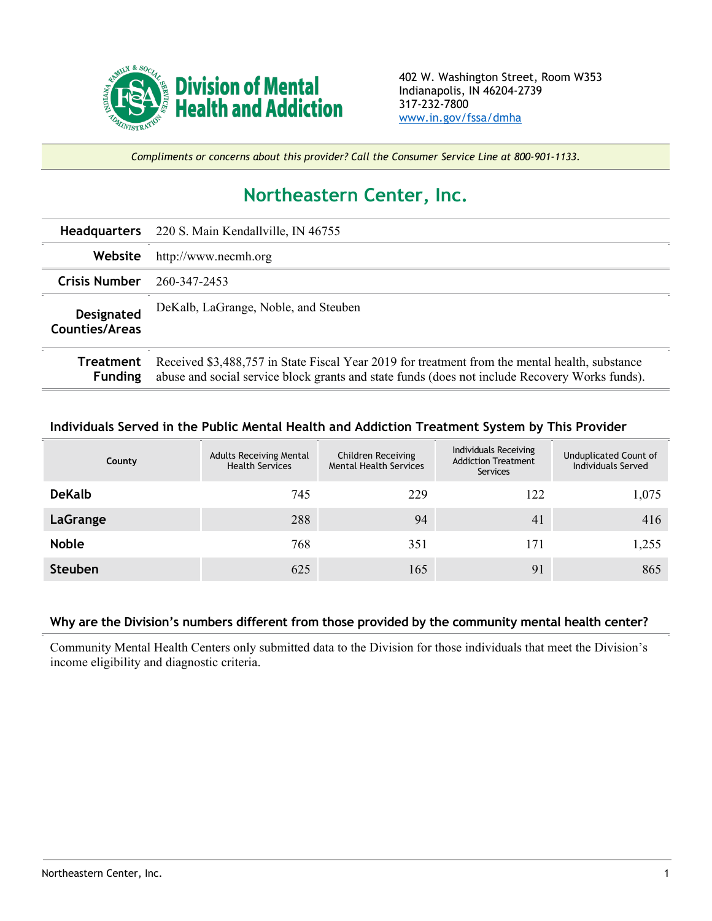**Division of Mental Health and Addiction**

402 W. Washington Street, Room W353
Indianapolis, IN 46204-2739
317-232-7800
www.in.gov/fssa/dmha

*Compliments or concerns about this provider? Call the Consumer Service Line at 800-901-1133.*

# Northeastern Center, Inc.

| | |
|---|---|
| **Headquarters** | 220 S. Main Kendallville, IN 46755 |
| **Website** | http://www.necmh.org |
| **Crisis Number** | 260-347-2453 |
| **Designated Counties/Areas** | DeKalb, LaGrange, Noble, and Steuben |
| **Treatment Funding** | Received $3,488,757 in State Fiscal Year 2019 for treatment from the mental health, substance abuse and social service block grants and state funds (does not include Recovery Works funds). |

### Individuals Served in the Public Mental Health and Addiction Treatment System by This Provider

| County | Adults Receiving Mental Health Services | Children Receiving Mental Health Services | Individuals Receiving Addiction Treatment Services | Unduplicated Count of Individuals Served |
|---|---|---|---|---|
| **DeKalb** | 745 | 229 | 122 | 1,075 |
| **LaGrange** | 288 | 94 | 41 | 416 |
| **Noble** | 768 | 351 | 171 | 1,255 |
| **Steuben** | 625 | 165 | 91 | 865 |

### Why are the Division's numbers different from those provided by the community mental health center?

Community Mental Health Centers only submitted data to the Division for those individuals that meet the Division's income eligibility and diagnostic criteria.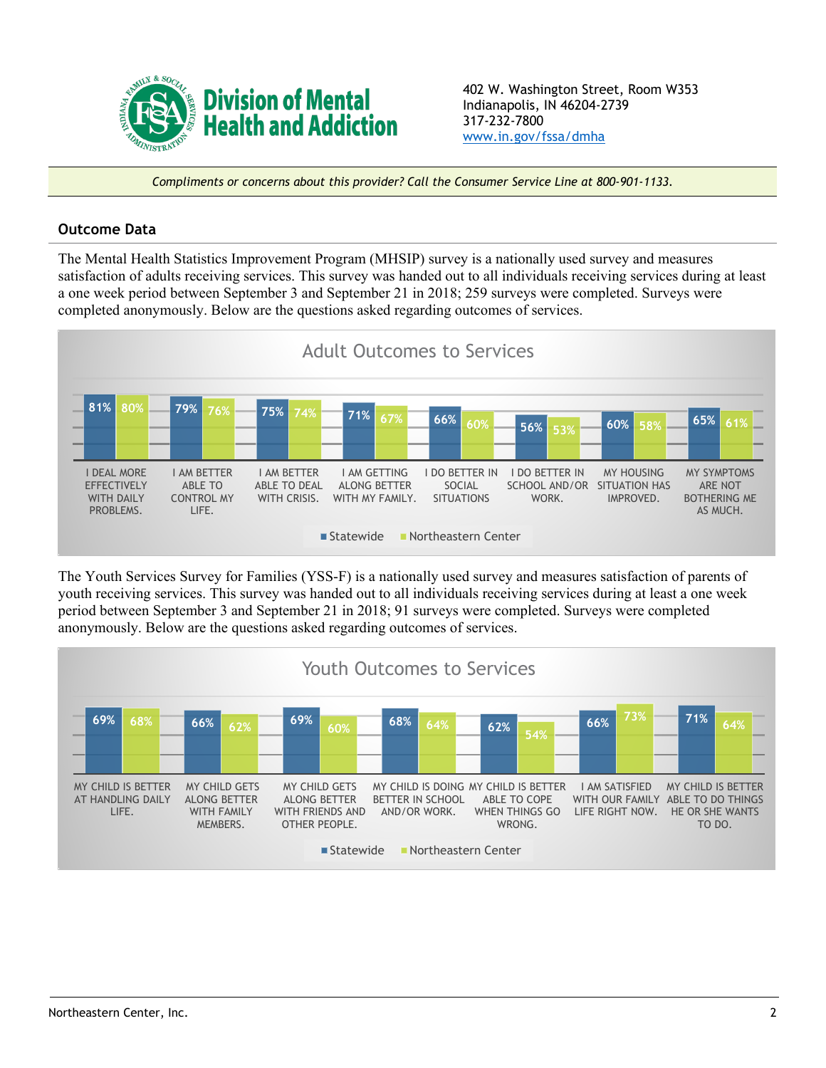Division of Mental Health and Addiction

402 W. Washington Street, Room W353
Indianapolis, IN 46204-2739
317-232-7800
www.in.gov/fssa/dmha

*Compliments or concerns about this provider? Call the Consumer Service Line at 800-901-1133.*

## Outcome Data

The Mental Health Statistics Improvement Program (MHSIP) survey is a nationally used survey and measures satisfaction of adults receiving services. This survey was handed out to all individuals receiving services during at least a one week period between September 3 and September 21 in 2018; 259 surveys were completed. Surveys were completed anonymously. Below are the questions asked regarding outcomes of services.

Adult Outcomes to Services

81% 80%
I DEAL MORE EFFECTIVELY WITH DAILY PROBLEMS.

79% 76%
I AM BETTER ABLE TO CONTROL MY LIFE.

75% 74%
I AM BETTER ABLE TO DEAL WITH CRISIS.

71% 67%
I AM GETTING ALONG BETTER WITH MY FAMILY.

66% 60%
I DO BETTER IN SOCIAL SITUATIONS

56% 53%
I DO BETTER IN SCHOOL AND/OR WORK.

60% 58%
MY HOUSING SITUATION HAS IMPROVED.

65% 61%
MY SYMPTOMS ARE NOT BOTHERING ME AS MUCH.

Statewide
Northeastern Center

The Youth Services Survey for Families (YSS-F) is a nationally used survey and measures satisfaction of parents of youth receiving services. This survey was handed out to all individuals receiving services during at least a one week period between September 3 and September 21 in 2018; 91 surveys were completed. Surveys were completed anonymously. Below are the questions asked regarding outcomes of services.

Youth Outcomes to Services

69% 68%
MY CHILD IS BETTER AT HANDLING DAILY LIFE.

66% 62%
MY CHILD GETS ALONG BETTER WITH FAMILY MEMBERS.

69% 60%
MY CHILD GETS ALONG BETTER WITH FRIENDS AND OTHER PEOPLE.

68% 64%
MY CHILD IS DOING BETTER IN SCHOOL AND/OR WORK.

62% 54%
MY CHILD IS BETTER ABLE TO COPE WHEN THINGS GO WRONG.

66% 73%
I AM SATISFIED WITH OUR FAMILY LIFE RIGHT NOW.

71% 64%
MY CHILD IS BETTER ABLE TO DO THINGS HE OR SHE WANTS TO DO.

Statewide
Northeastern Center